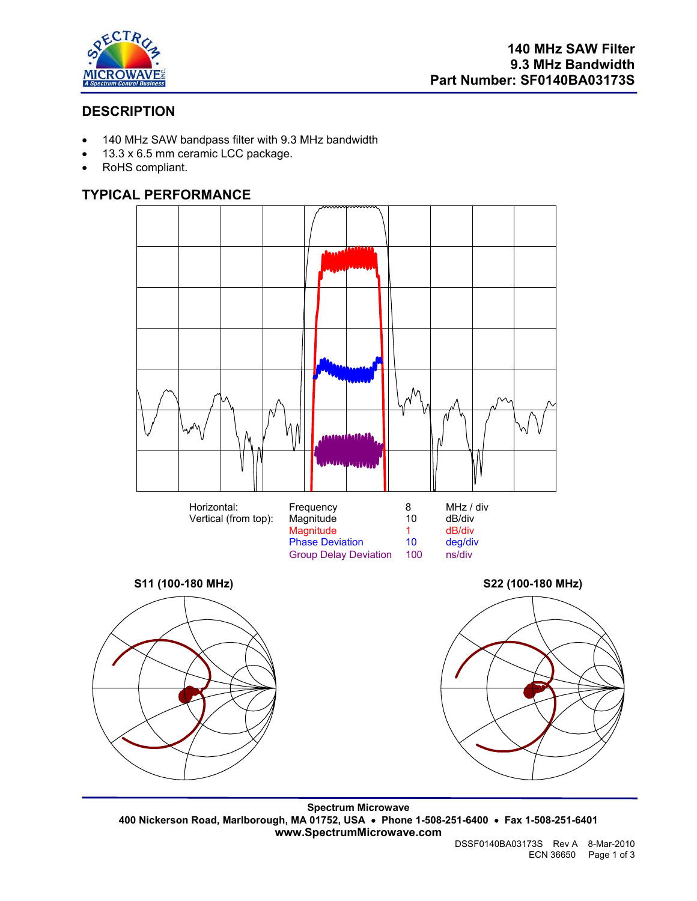**140 MHz SAW Filter**
**9.3 MHz Bandwidth**
**Part Number: SF0140BA03173S**

## DESCRIPTION

- 140 MHz SAW bandpass filter with 9.3 MHz bandwidth
- 13.3 x 6.5 mm ceramic LCC package.
- RoHS compliant.

## TYPICAL PERFORMANCE

| | | | |
|---|---|---|---|
| Horizontal: | Frequency | 8 | MHz / div |
| Vertical (from top): | Magnitude | 10 | dB/div |
| | Magnitude | 1 | dB/div |
| | Phase Deviation | 10 | deg/div |
| | Group Delay Deviation | 100 | ns/div |

**S11 (100-180 MHz)**

**S22 (100-180 MHz)**

**Spectrum Microwave**
**400 Nickerson Road, Marlborough, MA 01752, USA • Phone 1-508-251-6400 • Fax 1-508-251-6401**
**www.SpectrumMicrowave.com**

DSSF0140BA03173S Rev A 8-Mar-2010
ECN 36650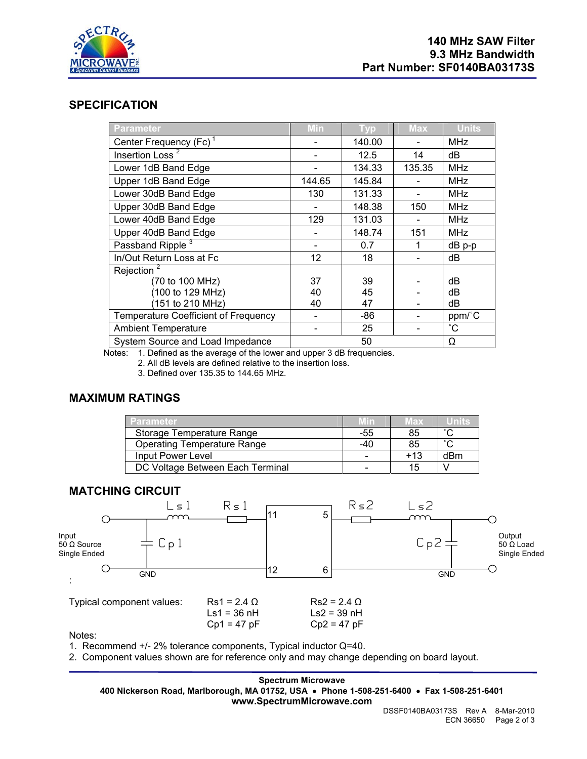# 140 MHz SAW Filter
# 9.3 MHz Bandwidth
# Part Number: SF0140BA03173S

## SPECIFICATION

| Parameter | Min | Typ | Max | Units |
|---|---|---|---|---|
| Center Frequency (Fc) [1] | - | 140.00 | - | MHz |
| Insertion Loss [2] | - | 12.5 | 14 | dB |
| Lower 1dB Band Edge | - | 134.33 | 135.35 | MHz |
| Upper 1dB Band Edge | 144.65 | 145.84 | - | MHz |
| Lower 30dB Band Edge | 130 | 131.33 | - | MHz |
| Upper 30dB Band Edge | - | 148.38 | 150 | MHz |
| Lower 40dB Band Edge | 129 | 131.03 | - | MHz |
| Upper 40dB Band Edge | - | 148.74 | 151 | MHz |
| Passband Ripple [3] | - | 0.7 | 1 | dB p-p |
| In/Out Return Loss at Fc | 12 | 18 | - | dB |
| Rejection [2] | | | | |
| (70 to 100 MHz) | 37 | 39 | - | dB |
| (100 to 129 MHz) | 40 | 45 | - | dB |
| (151 to 210 MHz) | 40 | 47 | - | dB |
| Temperature Coefficient of Frequency | - | -86 | - | ppm/˚C |
| Ambient Temperature | - | 25 | - | ˚C |
| System Source and Load Impedance | | 50 | | Ω |

Notes:
1. Defined as the average of the lower and upper 3 dB frequencies.
2. All dB levels are defined relative to the insertion loss.
3. Defined over 135.35 to 144.65 MHz.

## MAXIMUM RATINGS

| Parameter | Min | Max | Units |
|---|---|---|---|
| Storage Temperature Range | -55 | 85 | ˚C |
| Operating Temperature Range | -40 | 85 | ˚C |
| Input Power Level | - | +13 | dBm |
| DC Voltage Between Each Terminal | - | 15 | V |

## MATCHING CIRCUIT

Input 50 Ω Source Single Ended — Cp1 — Ls1 — Rs1 — pins 11 / 12 — pins 5 / 6 — Rs2 — Ls2 — Cp2 — Output 50 Ω Load Single Ended (GND)

Typical component values:

| Rs1 = 2.4 Ω | Rs2 = 2.4 Ω |
|---|---|
| Ls1 = 36 nH | Ls2 = 39 nH |
| Cp1 = 47 pF | Cp2 = 47 pF |

Notes:
1. Recommend +/- 2% tolerance components, Typical inductor Q=40.
2. Component values shown are for reference only and may change depending on board layout.

**Spectrum Microwave**
**400 Nickerson Road, Marlborough, MA 01752, USA • Phone 1-508-251-6400 • Fax 1-508-251-6401**
**www.SpectrumMicrowave.com**

DSSF0140BA03173S Rev A 8-Mar-2010
ECN 36650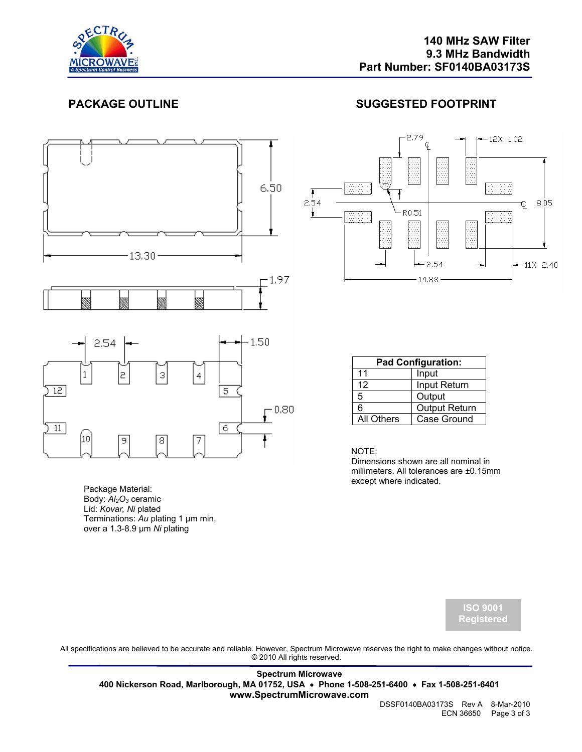**140 MHz SAW Filter**
**9.3 MHz Bandwidth**
**Part Number: SF0140BA03173S**

## PACKAGE OUTLINE

6.50
13.30
1.97
2.54
1.50
0.80
1 2 3 4
12 5
11 6
10 9 8 7

## SUGGESTED FOOTPRINT

2.79
12X 1.02
8.05
2.54
R0.51
2.54
11X 2.40
14.88

| Pad Configuration: | |
|---|---|
| 11 | Input |
| 12 | Input Return |
| 5 | Output |
| 6 | Output Return |
| All Others | Case Ground |

Package Material:
Body: *$Al_2O_3$* ceramic
Lid: *Kovar, Ni* plated
Terminations: *Au* plating 1 µm min, over a 1.3-8.9 µm *Ni* plating

NOTE:
Dimensions shown are all nominal in millimeters. All tolerances are ±0.15mm except where indicated.

ISO 9001 Registered

All specifications are believed to be accurate and reliable. However, Spectrum Microwave reserves the right to make changes without notice.
© 2010 All rights reserved.

**Spectrum Microwave**
**400 Nickerson Road, Marlborough, MA 01752, USA • Phone 1-508-251-6400 • Fax 1-508-251-6401**
**www.SpectrumMicrowave.com**

DSSF0140BA03173S Rev A 8-Mar-2010
ECN 36650